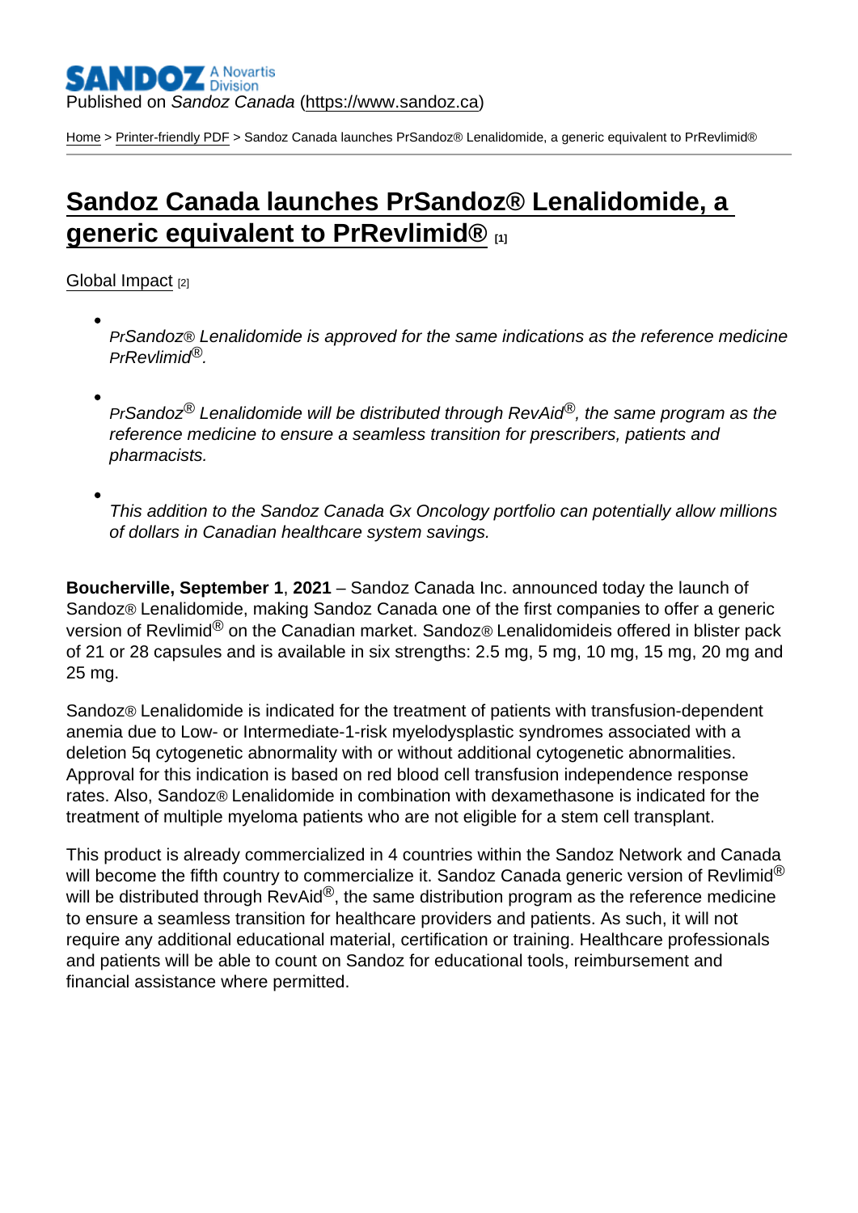Published on *Sandoz Canada* (https://www.sandoz.ca)

Home > Printer-friendly PDF > Sandoz Canada launches PrSandoz® Lenalidomide, a generic equivalent to PrRevlimid®

# Sandoz Canada launches PrSandoz® Lenalidomide, a generic equivalent to PrRevlimid® [1]

Global Impact [2]

- *PrSandoz® Lenalidomide is approved for the same indications as the reference medicine PrRevlimid®.*
- *PrSandoz® Lenalidomide will be distributed through RevAid®, the same program as the reference medicine to ensure a seamless transition for prescribers, patients and pharmacists.*
- *This addition to the Sandoz Canada Gx Oncology portfolio can potentially allow millions of dollars in Canadian healthcare system savings.*

**Boucherville, September 1**, **2021** – Sandoz Canada Inc. announced today the launch of Sandoz® Lenalidomide, making Sandoz Canada one of the first companies to offer a generic version of Revlimid® on the Canadian market. Sandoz® Lenalidomideis offered in blister pack of 21 or 28 capsules and is available in six strengths: 2.5 mg, 5 mg, 10 mg, 15 mg, 20 mg and 25 mg.

Sandoz® Lenalidomide is indicated for the treatment of patients with transfusion-dependent anemia due to Low- or Intermediate-1-risk myelodysplastic syndromes associated with a deletion 5q cytogenetic abnormality with or without additional cytogenetic abnormalities. Approval for this indication is based on red blood cell transfusion independence response rates. Also, Sandoz® Lenalidomide in combination with dexamethasone is indicated for the treatment of multiple myeloma patients who are not eligible for a stem cell transplant.

This product is already commercialized in 4 countries within the Sandoz Network and Canada will become the fifth country to commercialize it. Sandoz Canada generic version of Revlimid® will be distributed through RevAid®, the same distribution program as the reference medicine to ensure a seamless transition for healthcare providers and patients. As such, it will not require any additional educational material, certification or training. Healthcare professionals and patients will be able to count on Sandoz for educational tools, reimbursement and financial assistance where permitted.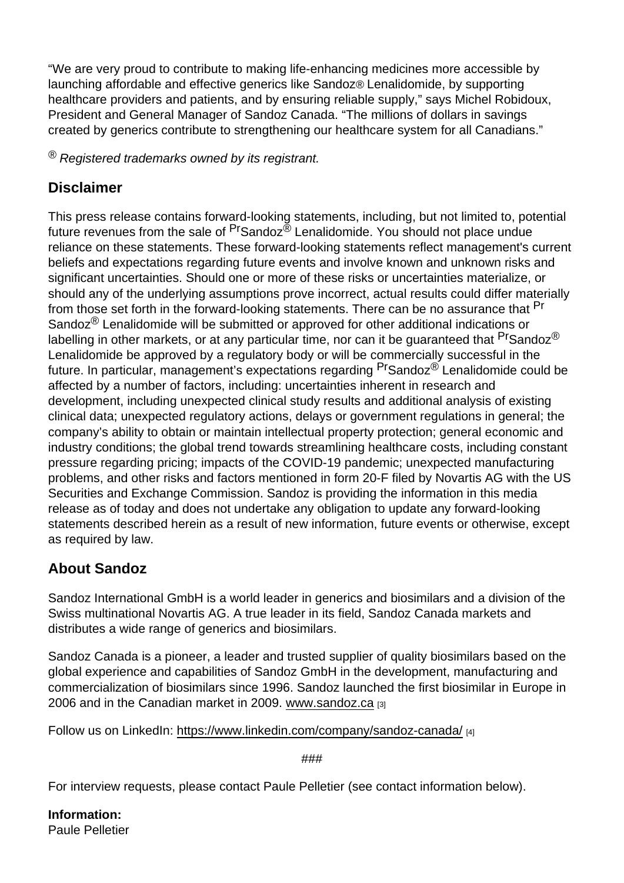"We are very proud to contribute to making life-enhancing medicines more accessible by launching affordable and effective generics like Sandoz® Lenalidomide, by supporting healthcare providers and patients, and by ensuring reliable supply," says Michel Robidoux, President and General Manager of Sandoz Canada. "The millions of dollars in savings created by generics contribute to strengthening our healthcare system for all Canadians."

® *Registered trademarks owned by its registrant.*

## Disclaimer

This press release contains forward-looking statements, including, but not limited to, potential future revenues from the sale of PrSandoz® Lenalidomide. You should not place undue reliance on these statements. These forward-looking statements reflect management's current beliefs and expectations regarding future events and involve known and unknown risks and significant uncertainties. Should one or more of these risks or uncertainties materialize, or should any of the underlying assumptions prove incorrect, actual results could differ materially from those set forth in the forward-looking statements. There can be no assurance that Pr Sandoz® Lenalidomide will be submitted or approved for other additional indications or labelling in other markets, or at any particular time, nor can it be guaranteed that PrSandoz® Lenalidomide be approved by a regulatory body or will be commercially successful in the future. In particular, management's expectations regarding PrSandoz® Lenalidomide could be affected by a number of factors, including: uncertainties inherent in research and development, including unexpected clinical study results and additional analysis of existing clinical data; unexpected regulatory actions, delays or government regulations in general; the company's ability to obtain or maintain intellectual property protection; general economic and industry conditions; the global trend towards streamlining healthcare costs, including constant pressure regarding pricing; impacts of the COVID-19 pandemic; unexpected manufacturing problems, and other risks and factors mentioned in form 20-F filed by Novartis AG with the US Securities and Exchange Commission. Sandoz is providing the information in this media release as of today and does not undertake any obligation to update any forward-looking statements described herein as a result of new information, future events or otherwise, except as required by law.

## About Sandoz

Sandoz International GmbH is a world leader in generics and biosimilars and a division of the Swiss multinational Novartis AG. A true leader in its field, Sandoz Canada markets and distributes a wide range of generics and biosimilars.

Sandoz Canada is a pioneer, a leader and trusted supplier of quality biosimilars based on the global experience and capabilities of Sandoz GmbH in the development, manufacturing and commercialization of biosimilars since 1996. Sandoz launched the first biosimilar in Europe in 2006 and in the Canadian market in 2009. www.sandoz.ca [3]

Follow us on LinkedIn: https://www.linkedin.com/company/sandoz-canada/ [4]

###

For interview requests, please contact Paule Pelletier (see contact information below).

**Information:**
Paule Pelletier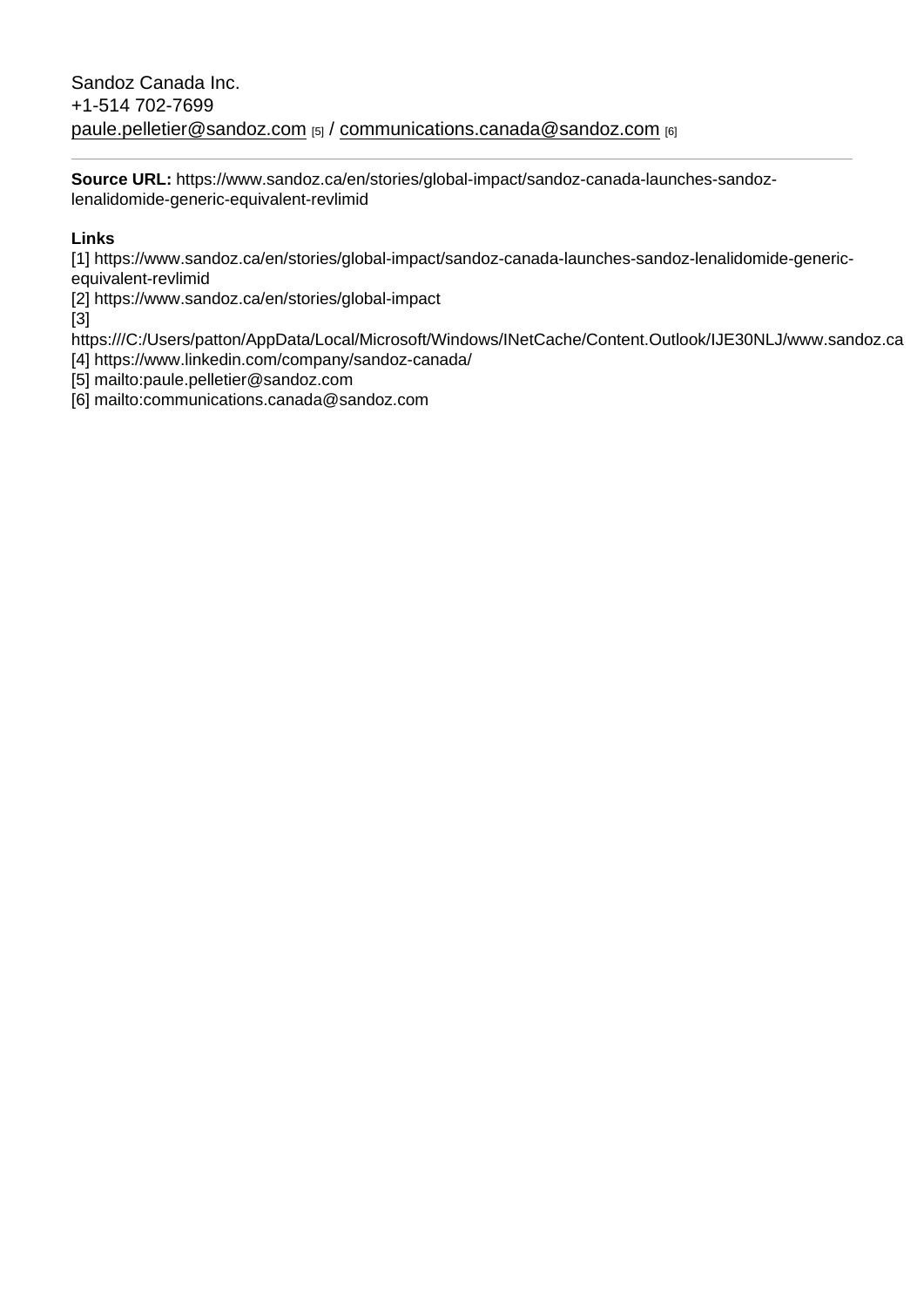Sandoz Canada Inc.
+1-514 702-7699
paule.pelletier@sandoz.com [5] / communications.canada@sandoz.com [6]

---

**Source URL:** https://www.sandoz.ca/en/stories/global-impact/sandoz-canada-launches-sandoz-lenalidomide-generic-equivalent-revlimid

**Links**

[1] https://www.sandoz.ca/en/stories/global-impact/sandoz-canada-launches-sandoz-lenalidomide-generic-equivalent-revlimid
[2] https://www.sandoz.ca/en/stories/global-impact
[3] https:///C:/Users/patton/AppData/Local/Microsoft/Windows/INetCache/Content.Outlook/IJE30NLJ/www.sandoz.ca
[4] https://www.linkedin.com/company/sandoz-canada/
[5] mailto:paule.pelletier@sandoz.com
[6] mailto:communications.canada@sandoz.com